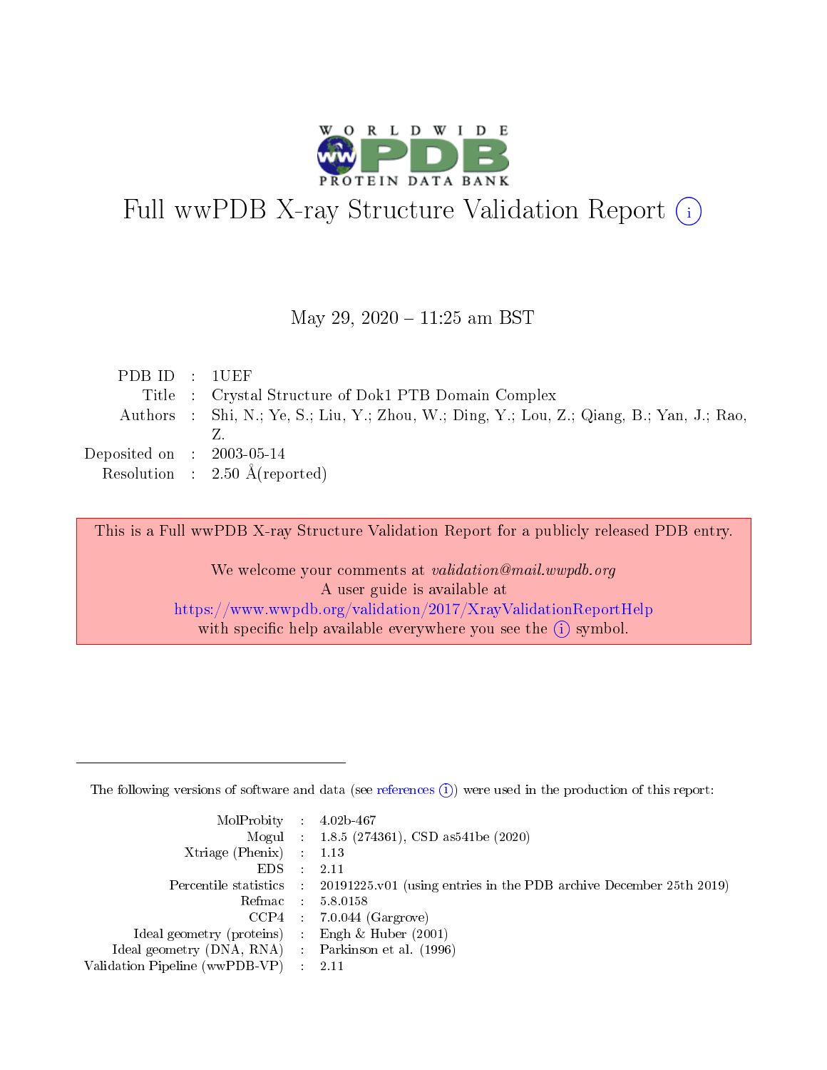# Full wwPDB X-ray Structure Validation Report (i)

May 29, 2020 – 11:25 am BST

| | | |
|---|---|---|
| PDB ID | : | 1UEF |
| Title | : | Crystal Structure of Dok1 PTB Domain Complex |
| Authors | : | Shi, N.; Ye, S.; Liu, Y.; Zhou, W.; Ding, Y.; Lou, Z.; Qiang, B.; Yan, J.; Rao, Z. |
| Deposited on | : | 2003-05-14 |
| Resolution | : | 2.50 Å(reported) |

This is a Full wwPDB X-ray Structure Validation Report for a publicly released PDB entry.

We welcome your comments at *validation@mail.wwpdb.org*
A user guide is available at
https://www.wwpdb.org/validation/2017/XrayValidationReportHelp
with specific help available everywhere you see the (i) symbol.

---

The following versions of software and data (see references (i)) were used in the production of this report:

| | | |
|---|---|---|
| MolProbity | : | 4.02b-467 |
| Mogul | : | 1.8.5 (274361), CSD as541be (2020) |
| Xtriage (Phenix) | : | 1.13 |
| EDS | : | 2.11 |
| Percentile statistics | : | 20191225.v01 (using entries in the PDB archive December 25th 2019) |
| Refmac | : | 5.8.0158 |
| CCP4 | : | 7.0.044 (Gargrove) |
| Ideal geometry (proteins) | : | Engh & Huber (2001) |
| Ideal geometry (DNA, RNA) | : | Parkinson et al. (1996) |
| Validation Pipeline (wwPDB-VP) | : | 2.11 |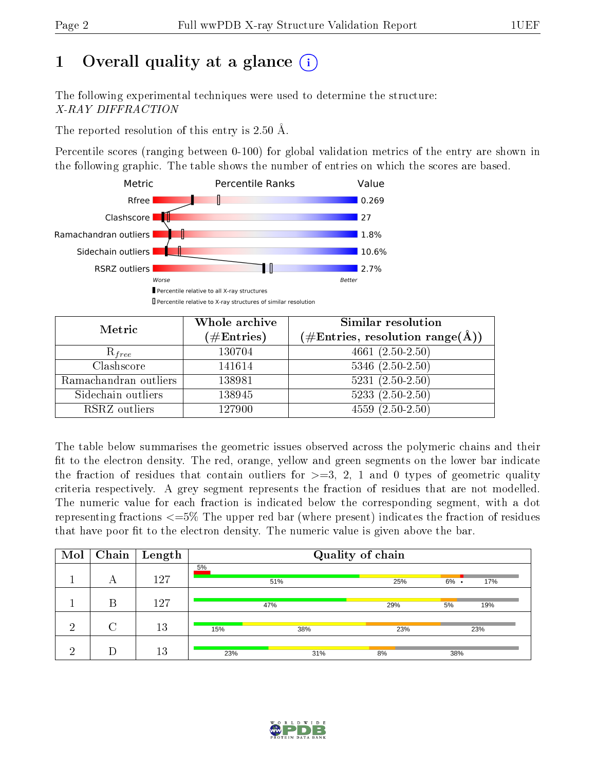# 1 Overall quality at a glance

The following experimental techniques were used to determine the structure:
*X-RAY DIFFRACTION*

The reported resolution of this entry is 2.50 Å.

Percentile scores (ranging between 0-100) for global validation metrics of the entry are shown in the following graphic. The table shows the number of entries on which the scores are based.

| Metric | Value |
|---|---|
| Rfree | 0.269 |
| Clashscore | 27 |
| Ramachandran outliers | 1.8% |
| Sidechain outliers | 10.6% |
| RSRZ outliers | 2.7% |

Worse — Better

Percentile relative to all X-ray structures

Percentile relative to X-ray structures of similar resolution

| Metric | Whole archive (#Entries) | Similar resolution (#Entries, resolution range(Å)) |
|---|---|---|
| $R_{free}$ | 130704 | 4661 (2.50-2.50) |
| Clashscore | 141614 | 5346 (2.50-2.50) |
| Ramachandran outliers | 138981 | 5231 (2.50-2.50) |
| Sidechain outliers | 138945 | 5233 (2.50-2.50) |
| RSRZ outliers | 127900 | 4559 (2.50-2.50) |

The table below summarises the geometric issues observed across the polymeric chains and their fit to the electron density. The red, orange, yellow and green segments on the lower bar indicate the fraction of residues that contain outliers for >=3, 2, 1 and 0 types of geometric quality criteria respectively. A grey segment represents the fraction of residues that are not modelled. The numeric value for each fraction is indicated below the corresponding segment, with a dot representing fractions <=5% The upper red bar (where present) indicates the fraction of residues that have poor fit to the electron density. The numeric value is given above the bar.

| Mol | Chain | Length | Quality of chain |
|---|---|---|---|
| 1 | A | 127 | 5% (poor fit); 51%, 25%, 6%, •, 17% |
| 1 | B | 127 | 47%, 29%, 5%, 19% |
| 2 | C | 13 | 15%, 38%, 23%, 23% |
| 2 | D | 13 | 23%, 31%, 8%, 38% |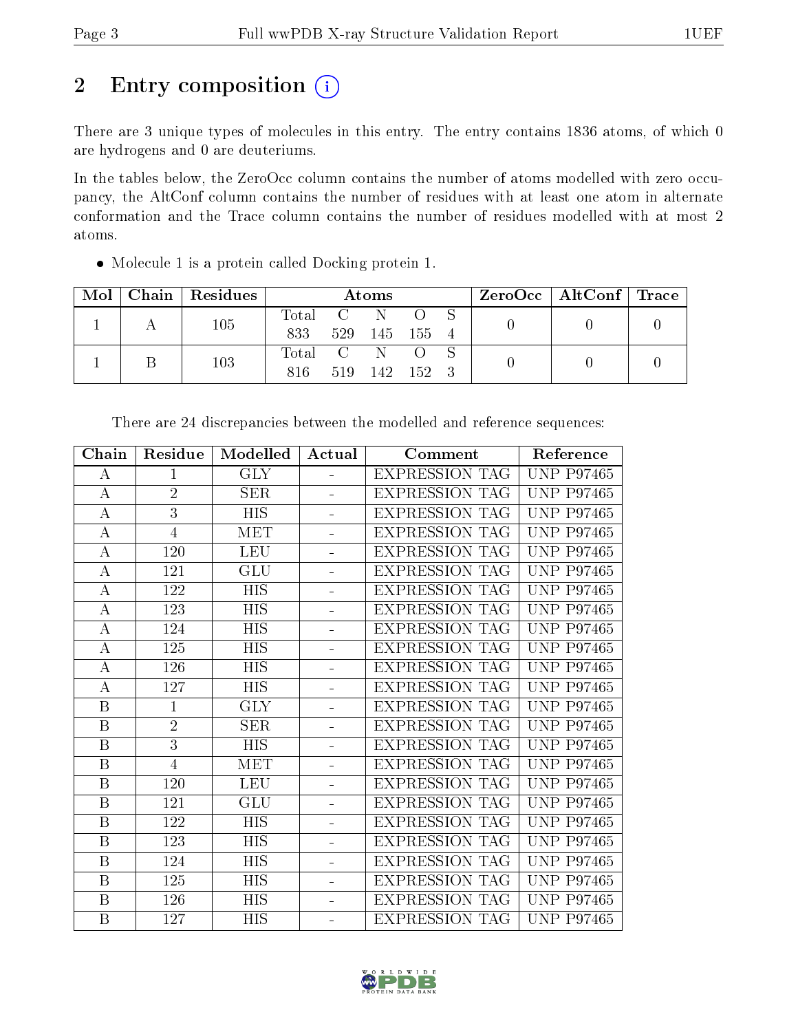# 2 Entry composition

There are 3 unique types of molecules in this entry. The entry contains 1836 atoms, of which 0 are hydrogens and 0 are deuteriums.

In the tables below, the ZeroOcc column contains the number of atoms modelled with zero occupancy, the AltConf column contains the number of residues with at least one atom in alternate conformation and the Trace column contains the number of residues modelled with at most 2 atoms.

- Molecule 1 is a protein called Docking protein 1.

| Mol | Chain | Residues | Atoms | | | | | ZeroOcc | AltConf | Trace |
|---|---|---|---|---|---|---|---|---|---|---|
| 1 | A | 105 | Total 833 | C 529 | N 145 | O 155 | S 4 | 0 | 0 | 0 |
| 1 | B | 103 | Total 816 | C 519 | N 142 | O 152 | S 3 | 0 | 0 | 0 |

There are 24 discrepancies between the modelled and reference sequences:

| Chain | Residue | Modelled | Actual | Comment | Reference |
|---|---|---|---|---|---|
| A | 1 | GLY | - | EXPRESSION TAG | UNP P97465 |
| A | 2 | SER | - | EXPRESSION TAG | UNP P97465 |
| A | 3 | HIS | - | EXPRESSION TAG | UNP P97465 |
| A | 4 | MET | - | EXPRESSION TAG | UNP P97465 |
| A | 120 | LEU | - | EXPRESSION TAG | UNP P97465 |
| A | 121 | GLU | - | EXPRESSION TAG | UNP P97465 |
| A | 122 | HIS | - | EXPRESSION TAG | UNP P97465 |
| A | 123 | HIS | - | EXPRESSION TAG | UNP P97465 |
| A | 124 | HIS | - | EXPRESSION TAG | UNP P97465 |
| A | 125 | HIS | - | EXPRESSION TAG | UNP P97465 |
| A | 126 | HIS | - | EXPRESSION TAG | UNP P97465 |
| A | 127 | HIS | - | EXPRESSION TAG | UNP P97465 |
| B | 1 | GLY | - | EXPRESSION TAG | UNP P97465 |
| B | 2 | SER | - | EXPRESSION TAG | UNP P97465 |
| B | 3 | HIS | - | EXPRESSION TAG | UNP P97465 |
| B | 4 | MET | - | EXPRESSION TAG | UNP P97465 |
| B | 120 | LEU | - | EXPRESSION TAG | UNP P97465 |
| B | 121 | GLU | - | EXPRESSION TAG | UNP P97465 |
| B | 122 | HIS | - | EXPRESSION TAG | UNP P97465 |
| B | 123 | HIS | - | EXPRESSION TAG | UNP P97465 |
| B | 124 | HIS | - | EXPRESSION TAG | UNP P97465 |
| B | 125 | HIS | - | EXPRESSION TAG | UNP P97465 |
| B | 126 | HIS | - | EXPRESSION TAG | UNP P97465 |
| B | 127 | HIS | - | EXPRESSION TAG | UNP P97465 |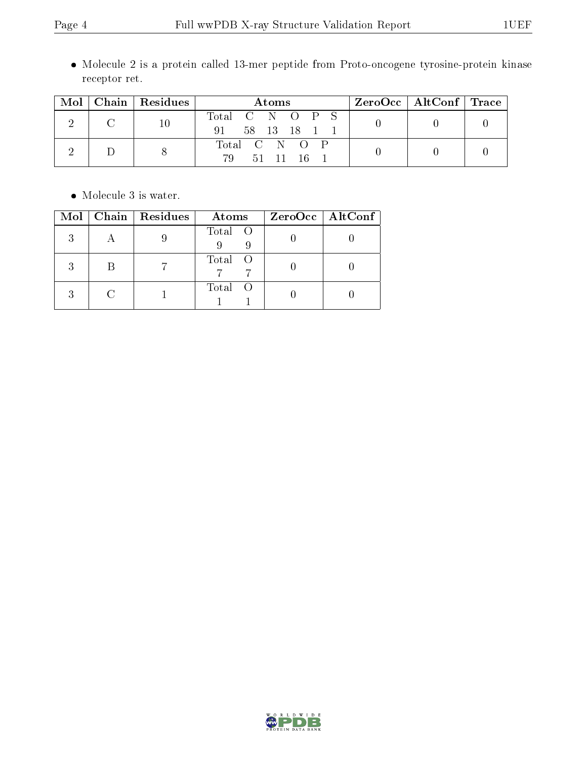- Molecule 2 is a protein called 13-mer peptide from Proto-oncogene tyrosine-protein kinase receptor ret.

| Mol | Chain | Residues | Atoms | ZeroOcc | AltConf | Trace |
|---|---|---|---|---|---|---|
| 2 | C | 10 | Total C N O P S<br>91 58 13 18 1 1 | 0 | 0 | 0 |
| 2 | D | 8 | Total C N O P<br>79 51 11 16 1 | 0 | 0 | 0 |

- Molecule 3 is water.

| Mol | Chain | Residues | Atoms | ZeroOcc | AltConf |
|---|---|---|---|---|---|
| 3 | A | 9 | Total O<br>9 9 | 0 | 0 |
| 3 | B | 7 | Total O<br>7 7 | 0 | 0 |
| 3 | C | 1 | Total O<br>1 1 | 0 | 0 |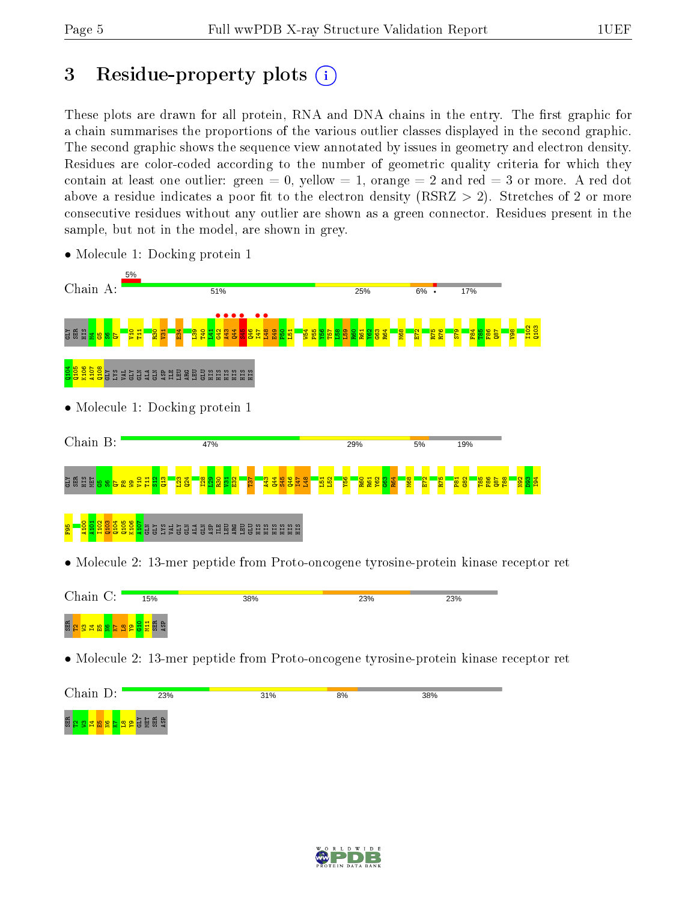# 3 Residue-property plots

These plots are drawn for all protein, RNA and DNA chains in the entry. The first graphic for a chain summarises the proportions of the various outlier classes displayed in the second graphic. The second graphic shows the sequence view annotated by issues in geometry and electron density. Residues are color-coded according to the number of geometric quality criteria for which they contain at least one outlier: green = 0, yellow = 1, orange = 2 and red = 3 or more. A red dot above a residue indicates a poor fit to the electron density (RSRZ > 2). Stretches of 2 or more consecutive residues without any outlier are shown as a green connector. Residues present in the sample, but not in the model, are shown in grey.

- Molecule 1: Docking protein 1

Chain A: 5% | 51% | 25% | 6% | • | 17%

GLY SER HIS M4 G5 S6 Q7 V10 T11 R30 V31 E34 L39 T40 L41 G42 A43 Q44 S45 Q46 I47 L48 E49 P50 L51 W54 P55 Y56 T57 L58 L59 R60 R61 Y62 G63 R64 M68 E72 R75 R76 S79 F84 T85 F86 Q87 V98 I102 Q103 Q104 Q105 K106 A107 Q108 GLY LYS VAL GLY GLN ALA GLN ASP ILE LEU ARG LEU GLU HIS HIS HIS HIS HIS HIS

- Molecule 1: Docking protein 1

Chain B: 47% | 29% | 5% | 19%

GLY SER HIS MET G5 S6 Q7 F8 W9 V10 T11 S12 Q13 L23 Q24 I28 L29 R30 V31 E32 T37 A43 Q44 S45 Q46 I47 L48 L51 L52 Y56 R60 R61 Y62 G63 R64 M68 E72 R75 F81 G82 T85 F86 Q87 T88 N92 D93 I94 F95 A100 A101 I102 Q103 Q104 Q105 K106 A107 GLN GLY LYS VAL GLY GLN ALA GLN ASP ILE LEU ARG LEU GLU HIS HIS HIS HIS HIS HIS

- Molecule 2: 13-mer peptide from Proto-oncogene tyrosine-protein kinase receptor ret

Chain C: 15% | 38% | 23% | 23%

SER T2 W3 I4 E5 N6 K7 L8 Y9 G10 M11 SER ASP

- Molecule 2: 13-mer peptide from Proto-oncogene tyrosine-protein kinase receptor ret

Chain D: 23% | 31% | 8% | 38%

SER T2 W3 I4 E5 N6 K7 L8 Y9 GLY MET SER ASP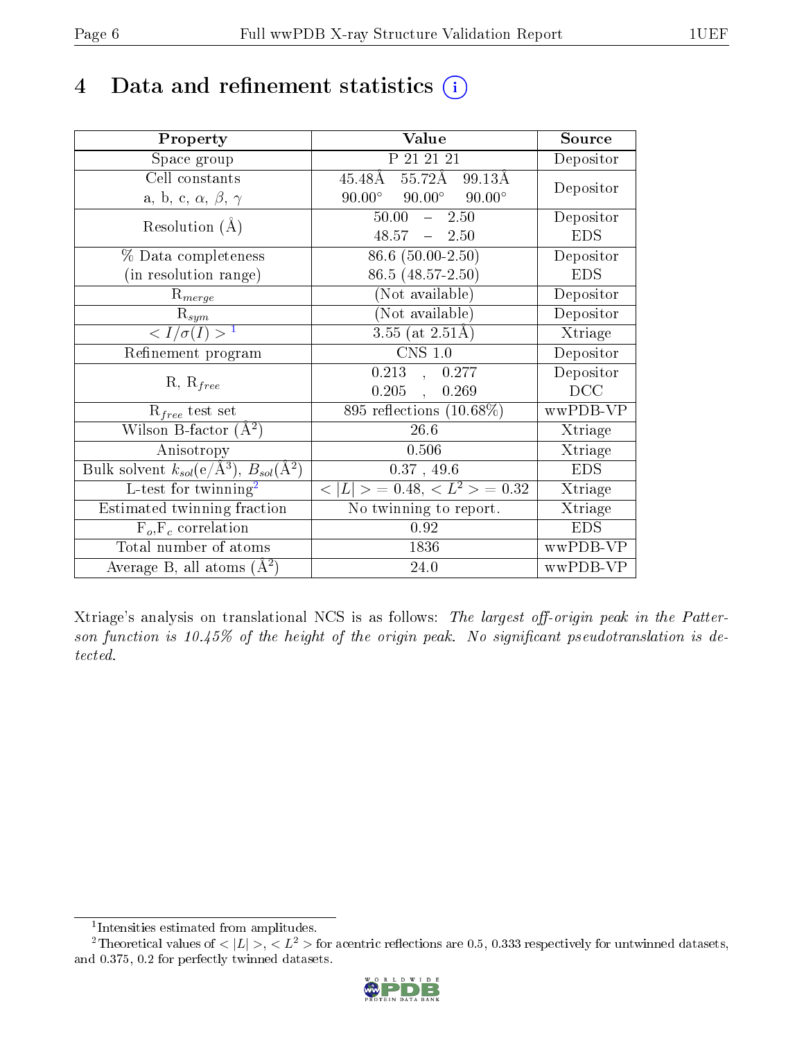# 4 Data and refinement statistics (i)

| Property | Value | Source |
|---|---|---|
| Space group | P 21 21 21 | Depositor |
| Cell constants<br>a, b, c, $\alpha$, $\beta$, $\gamma$ | 45.48Å 55.72Å 99.13Å<br>90.00° 90.00° 90.00° | Depositor |
| Resolution (Å) | 50.00 – 2.50<br>48.57 – 2.50 | Depositor<br>EDS |
| % Data completeness<br>(in resolution range) | 86.6 (50.00-2.50)<br>86.5 (48.57-2.50) | Depositor<br>EDS |
| $R_{merge}$ | (Not available) | Depositor |
| $R_{sym}$ | (Not available) | Depositor |
| $< I/\sigma(I) >$ [1] | 3.55 (at 2.51Å) | Xtriage |
| Refinement program | CNS 1.0 | Depositor |
| R, $R_{free}$ | 0.213 , 0.277<br>0.205 , 0.269 | Depositor<br>DCC |
| $R_{free}$ test set | 895 reflections (10.68%) | wwPDB-VP |
| Wilson B-factor (Å$^2$) | 26.6 | Xtriage |
| Anisotropy | 0.506 | Xtriage |
| Bulk solvent $k_{sol}$(e/Å$^3$), $B_{sol}$(Å$^2$) | 0.37 , 49.6 | EDS |
| L-test for twinning[2] | $< \|L\| > = 0.48$, $< L^2 > = 0.32$ | Xtriage |
| Estimated twinning fraction | No twinning to report. | Xtriage |
| $F_o$,$F_c$ correlation | 0.92 | EDS |
| Total number of atoms | 1836 | wwPDB-VP |
| Average B, all atoms (Å$^2$) | 24.0 | wwPDB-VP |

Xtriage's analysis on translational NCS is as follows: *The largest off-origin peak in the Patterson function is 10.45% of the height of the origin peak. No significant pseudotranslation is detected.*

[1] Intensities estimated from amplitudes.

[2] Theoretical values of $< |L| >$, $< L^2 >$ for acentric reflections are 0.5, 0.333 respectively for untwinned datasets, and 0.375, 0.2 for perfectly twinned datasets.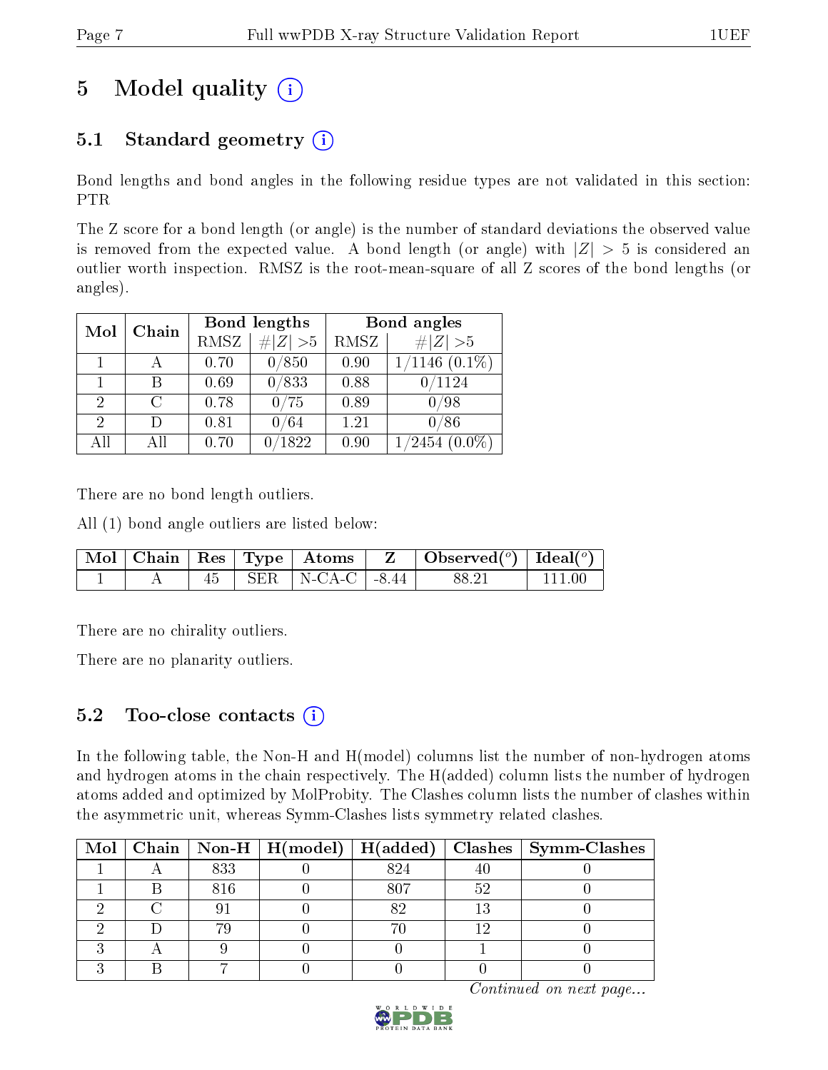# 5 Model quality

## 5.1 Standard geometry

Bond lengths and bond angles in the following residue types are not validated in this section: PTR

The Z score for a bond length (or angle) is the number of standard deviations the observed value is removed from the expected value. A bond length (or angle) with $|Z| > 5$ is considered an outlier worth inspection. RMSZ is the root-mean-square of all Z scores of the bond lengths (or angles).

| Mol | Chain | Bond lengths | | Bond angles | |
|---|---|---|---|---|---|
| | | RMSZ | #$\|Z\|$ >5 | RMSZ | #$\|Z\|$ >5 |
| 1 | A | 0.70 | 0/850 | 0.90 | 1/1146 (0.1%) |
| 1 | B | 0.69 | 0/833 | 0.88 | 0/1124 |
| 2 | C | 0.78 | 0/75 | 0.89 | 0/98 |
| 2 | D | 0.81 | 0/64 | 1.21 | 0/86 |
| All | All | 0.70 | 0/1822 | 0.90 | 1/2454 (0.0%) |

There are no bond length outliers.

All (1) bond angle outliers are listed below:

| Mol | Chain | Res | Type | Atoms | Z | Observed(°) | Ideal(°) |
|---|---|---|---|---|---|---|---|
| 1 | A | 45 | SER | N-CA-C | -8.44 | 88.21 | 111.00 |

There are no chirality outliers.

There are no planarity outliers.

## 5.2 Too-close contacts

In the following table, the Non-H and H(model) columns list the number of non-hydrogen atoms and hydrogen atoms in the chain respectively. The H(added) column lists the number of hydrogen atoms added and optimized by MolProbity. The Clashes column lists the number of clashes within the asymmetric unit, whereas Symm-Clashes lists symmetry related clashes.

| Mol | Chain | Non-H | H(model) | H(added) | Clashes | Symm-Clashes |
|---|---|---|---|---|---|---|
| 1 | A | 833 | 0 | 824 | 40 | 0 |
| 1 | B | 816 | 0 | 807 | 52 | 0 |
| 2 | C | 91 | 0 | 82 | 13 | 0 |
| 2 | D | 79 | 0 | 70 | 12 | 0 |
| 3 | A | 9 | 0 | 0 | 1 | 0 |
| 3 | B | 7 | 0 | 0 | 0 | 0 |

*Continued on next page...*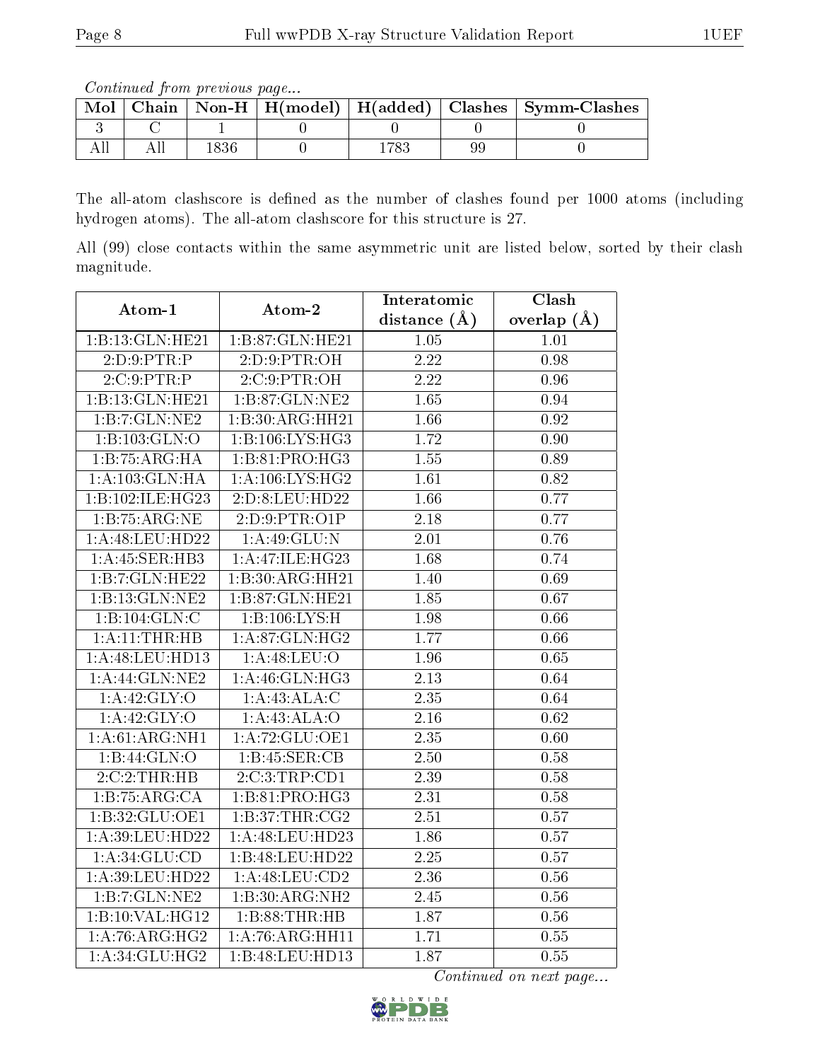*Continued from previous page...*

| Mol | Chain | Non-H | H(model) | H(added) | Clashes | Symm-Clashes |
|---|---|---|---|---|---|---|
| 3 | C | 1 | 0 | 0 | 0 | 0 |
| All | All | 1836 | 0 | 1783 | 99 | 0 |

The all-atom clashscore is defined as the number of clashes found per 1000 atoms (including hydrogen atoms). The all-atom clashscore for this structure is 27.

All (99) close contacts within the same asymmetric unit are listed below, sorted by their clash magnitude.

| Atom-1 | Atom-2 | Interatomic distance (Å) | Clash overlap (Å) |
|---|---|---|---|
| 1:B:13:GLN:HE21 | 1:B:87:GLN:HE21 | 1.05 | 1.01 |
| 2:D:9:PTR:P | 2:D:9:PTR:OH | 2.22 | 0.98 |
| 2:C:9:PTR:P | 2:C:9:PTR:OH | 2.22 | 0.96 |
| 1:B:13:GLN:HE21 | 1:B:87:GLN:NE2 | 1.65 | 0.94 |
| 1:B:7:GLN:NE2 | 1:B:30:ARG:HH21 | 1.66 | 0.92 |
| 1:B:103:GLN:O | 1:B:106:LYS:HG3 | 1.72 | 0.90 |
| 1:B:75:ARG:HA | 1:B:81:PRO:HG3 | 1.55 | 0.89 |
| 1:A:103:GLN:HA | 1:A:106:LYS:HG2 | 1.61 | 0.82 |
| 1:B:102:ILE:HG23 | 2:D:8:LEU:HD22 | 1.66 | 0.77 |
| 1:B:75:ARG:NE | 2:D:9:PTR:O1P | 2.18 | 0.77 |
| 1:A:48:LEU:HD22 | 1:A:49:GLU:N | 2.01 | 0.76 |
| 1:A:45:SER:HB3 | 1:A:47:ILE:HG23 | 1.68 | 0.74 |
| 1:B:7:GLN:HE22 | 1:B:30:ARG:HH21 | 1.40 | 0.69 |
| 1:B:13:GLN:NE2 | 1:B:87:GLN:HE21 | 1.85 | 0.67 |
| 1:B:104:GLN:C | 1:B:106:LYS:H | 1.98 | 0.66 |
| 1:A:11:THR:HB | 1:A:87:GLN:HG2 | 1.77 | 0.66 |
| 1:A:48:LEU:HD13 | 1:A:48:LEU:O | 1.96 | 0.65 |
| 1:A:44:GLN:NE2 | 1:A:46:GLN:HG3 | 2.13 | 0.64 |
| 1:A:42:GLY:O | 1:A:43:ALA:C | 2.35 | 0.64 |
| 1:A:42:GLY:O | 1:A:43:ALA:O | 2.16 | 0.62 |
| 1:A:61:ARG:NH1 | 1:A:72:GLU:OE1 | 2.35 | 0.60 |
| 1:B:44:GLN:O | 1:B:45:SER:CB | 2.50 | 0.58 |
| 2:C:2:THR:HB | 2:C:3:TRP:CD1 | 2.39 | 0.58 |
| 1:B:75:ARG:CA | 1:B:81:PRO:HG3 | 2.31 | 0.58 |
| 1:B:32:GLU:OE1 | 1:B:37:THR:CG2 | 2.51 | 0.57 |
| 1:A:39:LEU:HD22 | 1:A:48:LEU:HD23 | 1.86 | 0.57 |
| 1:A:34:GLU:CD | 1:B:48:LEU:HD22 | 2.25 | 0.57 |
| 1:A:39:LEU:HD22 | 1:A:48:LEU:CD2 | 2.36 | 0.56 |
| 1:B:7:GLN:NE2 | 1:B:30:ARG:NH2 | 2.45 | 0.56 |
| 1:B:10:VAL:HG12 | 1:B:88:THR:HB | 1.87 | 0.56 |
| 1:A:76:ARG:HG2 | 1:A:76:ARG:HH11 | 1.71 | 0.55 |
| 1:A:34:GLU:HG2 | 1:B:48:LEU:HD13 | 1.87 | 0.55 |

*Continued on next page...*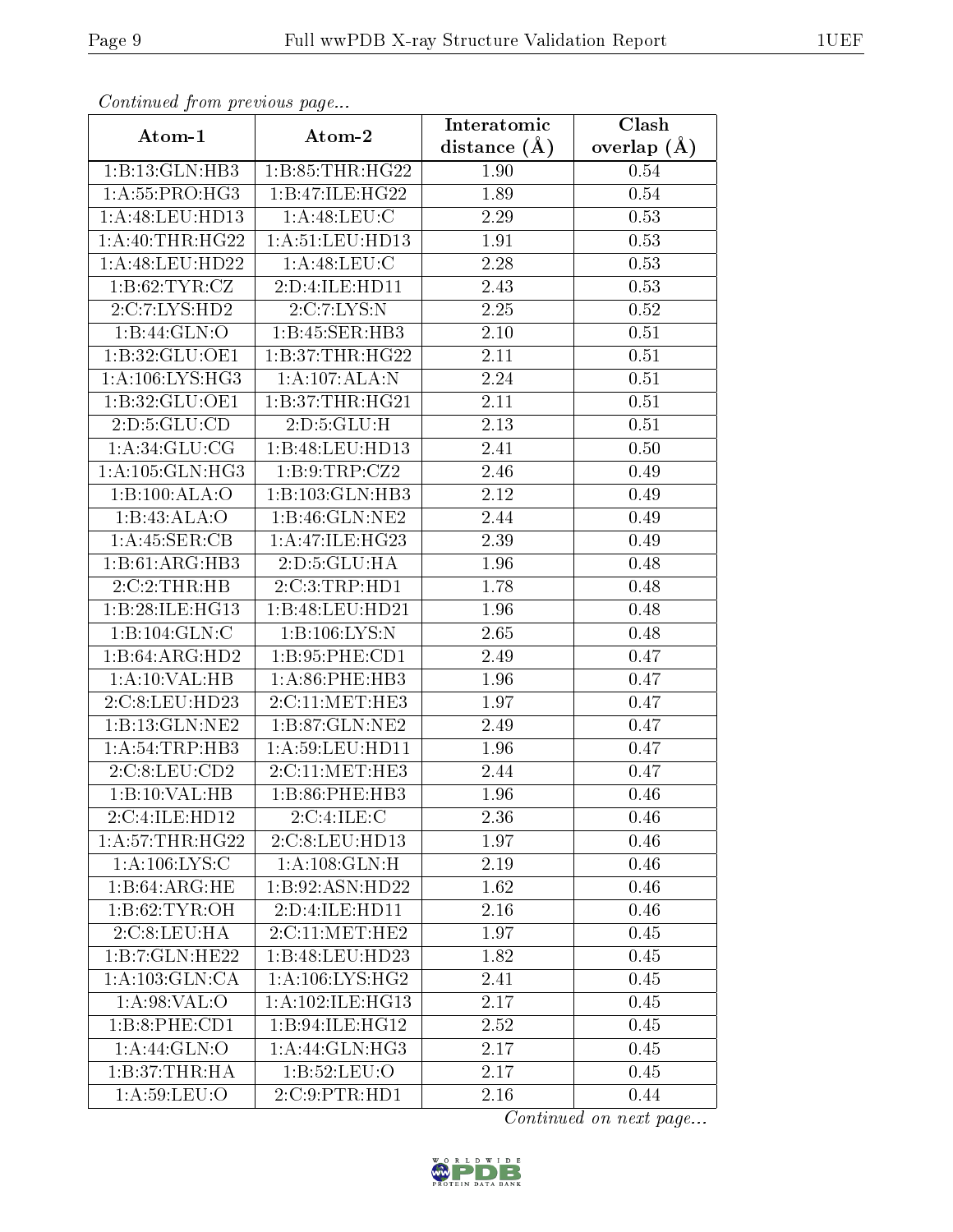*Continued from previous page...*

| Atom-1 | Atom-2 | Interatomic distance (Å) | Clash overlap (Å) |
|---|---|---|---|
| 1:B:13:GLN:HB3 | 1:B:85:THR:HG22 | 1.90 | 0.54 |
| 1:A:55:PRO:HG3 | 1:B:47:ILE:HG22 | 1.89 | 0.54 |
| 1:A:48:LEU:HD13 | 1:A:48:LEU:C | 2.29 | 0.53 |
| 1:A:40:THR:HG22 | 1:A:51:LEU:HD13 | 1.91 | 0.53 |
| 1:A:48:LEU:HD22 | 1:A:48:LEU:C | 2.28 | 0.53 |
| 1:B:62:TYR:CZ | 2:D:4:ILE:HD11 | 2.43 | 0.53 |
| 2:C:7:LYS:HD2 | 2:C:7:LYS:N | 2.25 | 0.52 |
| 1:B:44:GLN:O | 1:B:45:SER:HB3 | 2.10 | 0.51 |
| 1:B:32:GLU:OE1 | 1:B:37:THR:HG22 | 2.11 | 0.51 |
| 1:A:106:LYS:HG3 | 1:A:107:ALA:N | 2.24 | 0.51 |
| 1:B:32:GLU:OE1 | 1:B:37:THR:HG21 | 2.11 | 0.51 |
| 2:D:5:GLU:CD | 2:D:5:GLU:H | 2.13 | 0.51 |
| 1:A:34:GLU:CG | 1:B:48:LEU:HD13 | 2.41 | 0.50 |
| 1:A:105:GLN:HG3 | 1:B:9:TRP:CZ2 | 2.46 | 0.49 |
| 1:B:100:ALA:O | 1:B:103:GLN:HB3 | 2.12 | 0.49 |
| 1:B:43:ALA:O | 1:B:46:GLN:NE2 | 2.44 | 0.49 |
| 1:A:45:SER:CB | 1:A:47:ILE:HG23 | 2.39 | 0.49 |
| 1:B:61:ARG:HB3 | 2:D:5:GLU:HA | 1.96 | 0.48 |
| 2:C:2:THR:HB | 2:C:3:TRP:HD1 | 1.78 | 0.48 |
| 1:B:28:ILE:HG13 | 1:B:48:LEU:HD21 | 1.96 | 0.48 |
| 1:B:104:GLN:C | 1:B:106:LYS:N | 2.65 | 0.48 |
| 1:B:64:ARG:HD2 | 1:B:95:PHE:CD1 | 2.49 | 0.47 |
| 1:A:10:VAL:HB | 1:A:86:PHE:HB3 | 1.96 | 0.47 |
| 2:C:8:LEU:HD23 | 2:C:11:MET:HE3 | 1.97 | 0.47 |
| 1:B:13:GLN:NE2 | 1:B:87:GLN:NE2 | 2.49 | 0.47 |
| 1:A:54:TRP:HB3 | 1:A:59:LEU:HD11 | 1.96 | 0.47 |
| 2:C:8:LEU:CD2 | 2:C:11:MET:HE3 | 2.44 | 0.47 |
| 1:B:10:VAL:HB | 1:B:86:PHE:HB3 | 1.96 | 0.46 |
| 2:C:4:ILE:HD12 | 2:C:4:ILE:C | 2.36 | 0.46 |
| 1:A:57:THR:HG22 | 2:C:8:LEU:HD13 | 1.97 | 0.46 |
| 1:A:106:LYS:C | 1:A:108:GLN:H | 2.19 | 0.46 |
| 1:B:64:ARG:HE | 1:B:92:ASN:HD22 | 1.62 | 0.46 |
| 1:B:62:TYR:OH | 2:D:4:ILE:HD11 | 2.16 | 0.46 |
| 2:C:8:LEU:HA | 2:C:11:MET:HE2 | 1.97 | 0.45 |
| 1:B:7:GLN:HE22 | 1:B:48:LEU:HD23 | 1.82 | 0.45 |
| 1:A:103:GLN:CA | 1:A:106:LYS:HG2 | 2.41 | 0.45 |
| 1:A:98:VAL:O | 1:A:102:ILE:HG13 | 2.17 | 0.45 |
| 1:B:8:PHE:CD1 | 1:B:94:ILE:HG12 | 2.52 | 0.45 |
| 1:A:44:GLN:O | 1:A:44:GLN:HG3 | 2.17 | 0.45 |
| 1:B:37:THR:HA | 1:B:52:LEU:O | 2.17 | 0.45 |
| 1:A:59:LEU:O | 2:C:9:PTR:HD1 | 2.16 | 0.44 |

*Continued on next page...*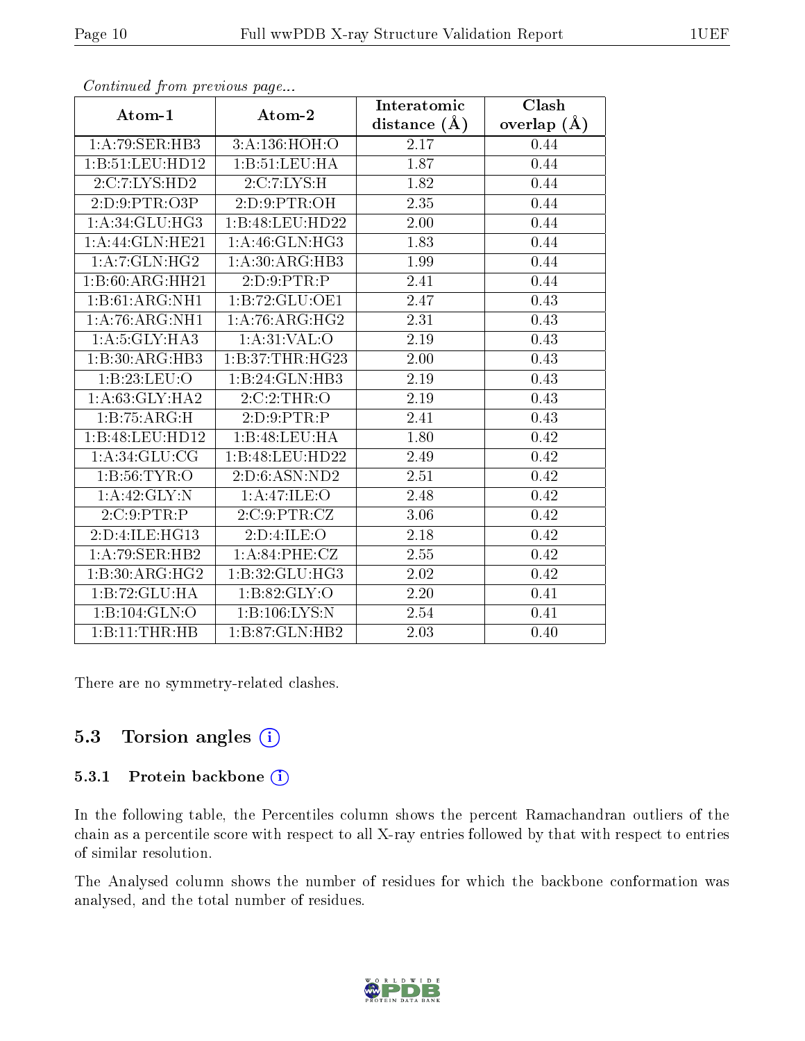*Continued from previous page...*

| Atom-1 | Atom-2 | Interatomic distance (Å) | Clash overlap (Å) |
|---|---|---|---|
| 1:A:79:SER:HB3 | 3:A:136:HOH:O | 2.17 | 0.44 |
| 1:B:51:LEU:HD12 | 1:B:51:LEU:HA | 1.87 | 0.44 |
| 2:C:7:LYS:HD2 | 2:C:7:LYS:H | 1.82 | 0.44 |
| 2:D:9:PTR:O3P | 2:D:9:PTR:OH | 2.35 | 0.44 |
| 1:A:34:GLU:HG3 | 1:B:48:LEU:HD22 | 2.00 | 0.44 |
| 1:A:44:GLN:HE21 | 1:A:46:GLN:HG3 | 1.83 | 0.44 |
| 1:A:7:GLN:HG2 | 1:A:30:ARG:HB3 | 1.99 | 0.44 |
| 1:B:60:ARG:HH21 | 2:D:9:PTR:P | 2.41 | 0.44 |
| 1:B:61:ARG:NH1 | 1:B:72:GLU:OE1 | 2.47 | 0.43 |
| 1:A:76:ARG:NH1 | 1:A:76:ARG:HG2 | 2.31 | 0.43 |
| 1:A:5:GLY:HA3 | 1:A:31:VAL:O | 2.19 | 0.43 |
| 1:B:30:ARG:HB3 | 1:B:37:THR:HG23 | 2.00 | 0.43 |
| 1:B:23:LEU:O | 1:B:24:GLN:HB3 | 2.19 | 0.43 |
| 1:A:63:GLY:HA2 | 2:C:2:THR:O | 2.19 | 0.43 |
| 1:B:75:ARG:H | 2:D:9:PTR:P | 2.41 | 0.43 |
| 1:B:48:LEU:HD12 | 1:B:48:LEU:HA | 1.80 | 0.42 |
| 1:A:34:GLU:CG | 1:B:48:LEU:HD22 | 2.49 | 0.42 |
| 1:B:56:TYR:O | 2:D:6:ASN:ND2 | 2.51 | 0.42 |
| 1:A:42:GLY:N | 1:A:47:ILE:O | 2.48 | 0.42 |
| 2:C:9:PTR:P | 2:C:9:PTR:CZ | 3.06 | 0.42 |
| 2:D:4:ILE:HG13 | 2:D:4:ILE:O | 2.18 | 0.42 |
| 1:A:79:SER:HB2 | 1:A:84:PHE:CZ | 2.55 | 0.42 |
| 1:B:30:ARG:HG2 | 1:B:32:GLU:HG3 | 2.02 | 0.42 |
| 1:B:72:GLU:HA | 1:B:82:GLY:O | 2.20 | 0.41 |
| 1:B:104:GLN:O | 1:B:106:LYS:N | 2.54 | 0.41 |
| 1:B:11:THR:HB | 1:B:87:GLN:HB2 | 2.03 | 0.40 |

There are no symmetry-related clashes.

### 5.3 Torsion angles (i)

#### 5.3.1 Protein backbone (i)

In the following table, the Percentiles column shows the percent Ramachandran outliers of the chain as a percentile score with respect to all X-ray entries followed by that with respect to entries of similar resolution.

The Analysed column shows the number of residues for which the backbone conformation was analysed, and the total number of residues.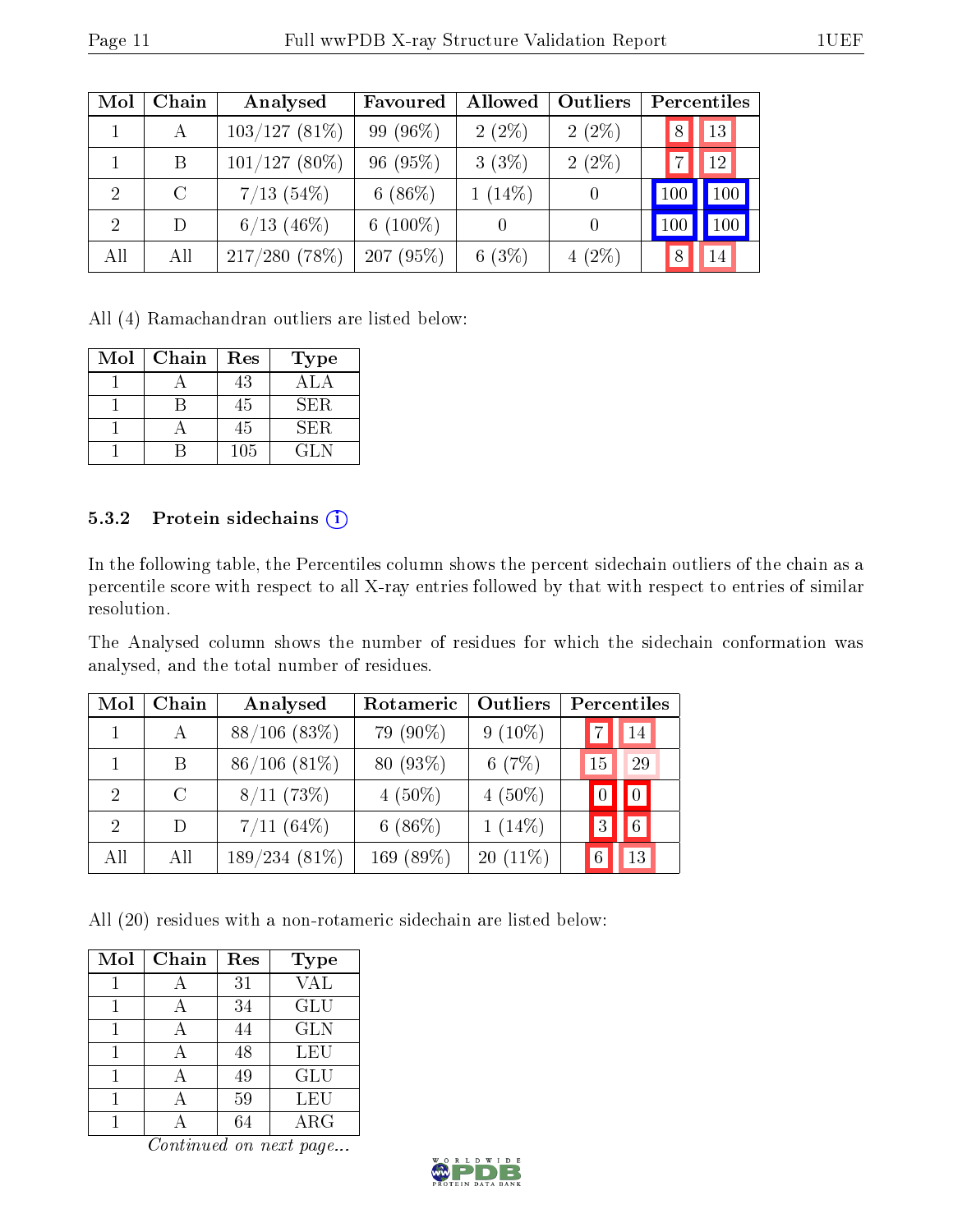| Mol | Chain | Analysed | Favoured | Allowed | Outliers | Percentiles | |
|---|---|---|---|---|---|---|---|
| 1 | A | 103/127 (81%) | 99 (96%) | 2 (2%) | 2 (2%) | 8 | 13 |
| 1 | B | 101/127 (80%) | 96 (95%) | 3 (3%) | 2 (2%) | 7 | 12 |
| 2 | C | 7/13 (54%) | 6 (86%) | 1 (14%) | 0 | 100 | 100 |
| 2 | D | 6/13 (46%) | 6 (100%) | 0 | 0 | 100 | 100 |
| All | All | 217/280 (78%) | 207 (95%) | 6 (3%) | 4 (2%) | 8 | 14 |

All (4) Ramachandran outliers are listed below:

| Mol | Chain | Res | Type |
|---|---|---|---|
| 1 | A | 43 | ALA |
| 1 | B | 45 | SER |
| 1 | A | 45 | SER |
| 1 | B | 105 | GLN |

### 5.3.2 Protein sidechains (i)

In the following table, the Percentiles column shows the percent sidechain outliers of the chain as a percentile score with respect to all X-ray entries followed by that with respect to entries of similar resolution.

The Analysed column shows the number of residues for which the sidechain conformation was analysed, and the total number of residues.

| Mol | Chain | Analysed | Rotameric | Outliers | Percentiles | |
|---|---|---|---|---|---|---|
| 1 | A | 88/106 (83%) | 79 (90%) | 9 (10%) | 7 | 14 |
| 1 | B | 86/106 (81%) | 80 (93%) | 6 (7%) | 15 | 29 |
| 2 | C | 8/11 (73%) | 4 (50%) | 4 (50%) | 0 | 0 |
| 2 | D | 7/11 (64%) | 6 (86%) | 1 (14%) | 3 | 6 |
| All | All | 189/234 (81%) | 169 (89%) | 20 (11%) | 6 | 13 |

All (20) residues with a non-rotameric sidechain are listed below:

| Mol | Chain | Res | Type |
|---|---|---|---|
| 1 | A | 31 | VAL |
| 1 | A | 34 | GLU |
| 1 | A | 44 | GLN |
| 1 | A | 48 | LEU |
| 1 | A | 49 | GLU |
| 1 | A | 59 | LEU |
| 1 | A | 64 | ARG |

*Continued on next page...*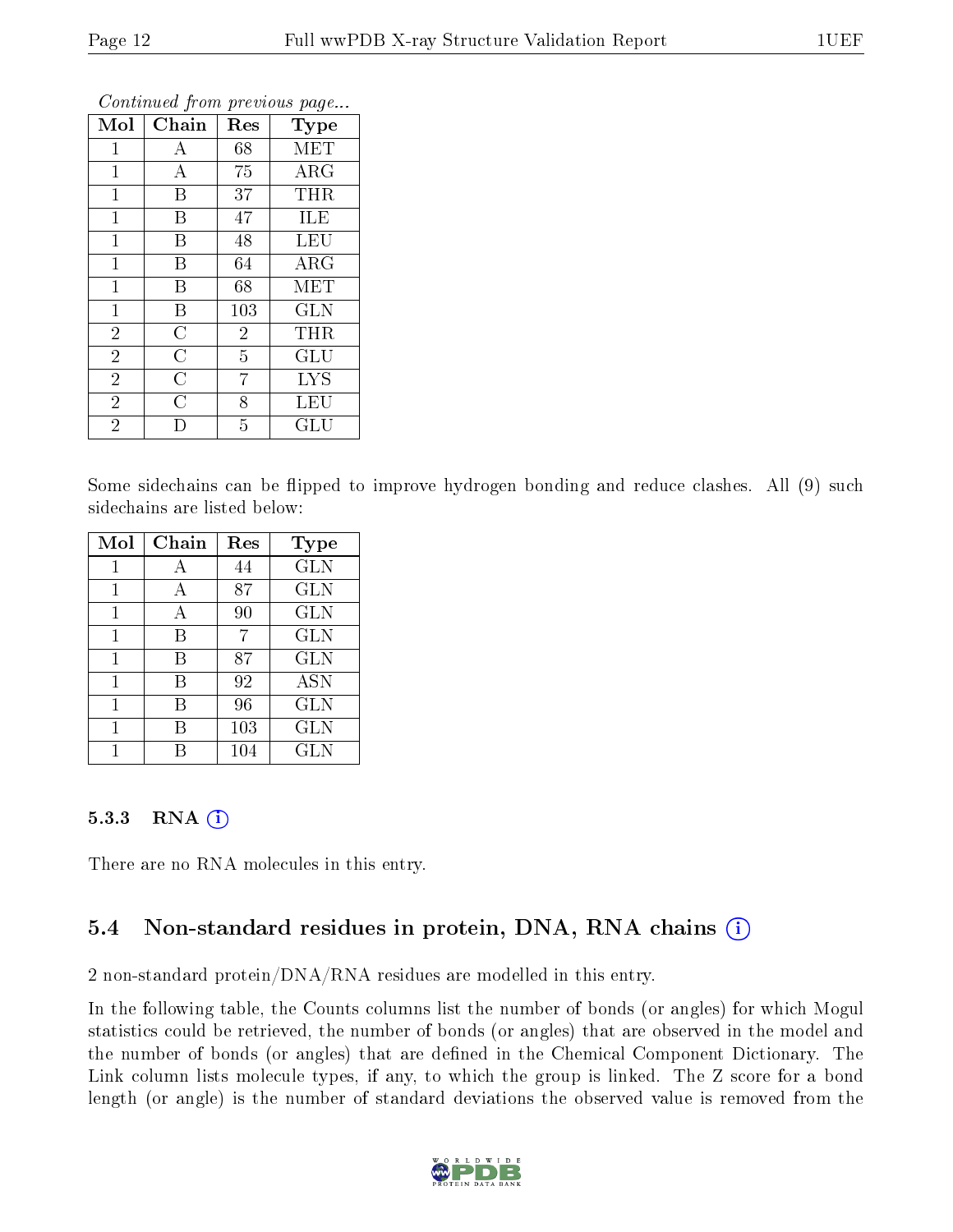*Continued from previous page...*

| Mol | Chain | Res | Type |
|---|---|---|---|
| 1 | A | 68 | MET |
| 1 | A | 75 | ARG |
| 1 | B | 37 | THR |
| 1 | B | 47 | ILE |
| 1 | B | 48 | LEU |
| 1 | B | 64 | ARG |
| 1 | B | 68 | MET |
| 1 | B | 103 | GLN |
| 2 | C | 2 | THR |
| 2 | C | 5 | GLU |
| 2 | C | 7 | LYS |
| 2 | C | 8 | LEU |
| 2 | D | 5 | GLU |

Some sidechains can be flipped to improve hydrogen bonding and reduce clashes. All (9) such sidechains are listed below:

| Mol | Chain | Res | Type |
|---|---|---|---|
| 1 | A | 44 | GLN |
| 1 | A | 87 | GLN |
| 1 | A | 90 | GLN |
| 1 | B | 7 | GLN |
| 1 | B | 87 | GLN |
| 1 | B | 92 | ASN |
| 1 | B | 96 | GLN |
| 1 | B | 103 | GLN |
| 1 | B | 104 | GLN |

### 5.3.3 RNA

There are no RNA molecules in this entry.

## 5.4 Non-standard residues in protein, DNA, RNA chains

2 non-standard protein/DNA/RNA residues are modelled in this entry.

In the following table, the Counts columns list the number of bonds (or angles) for which Mogul statistics could be retrieved, the number of bonds (or angles) that are observed in the model and the number of bonds (or angles) that are defined in the Chemical Component Dictionary. The Link column lists molecule types, if any, to which the group is linked. The Z score for a bond length (or angle) is the number of standard deviations the observed value is removed from the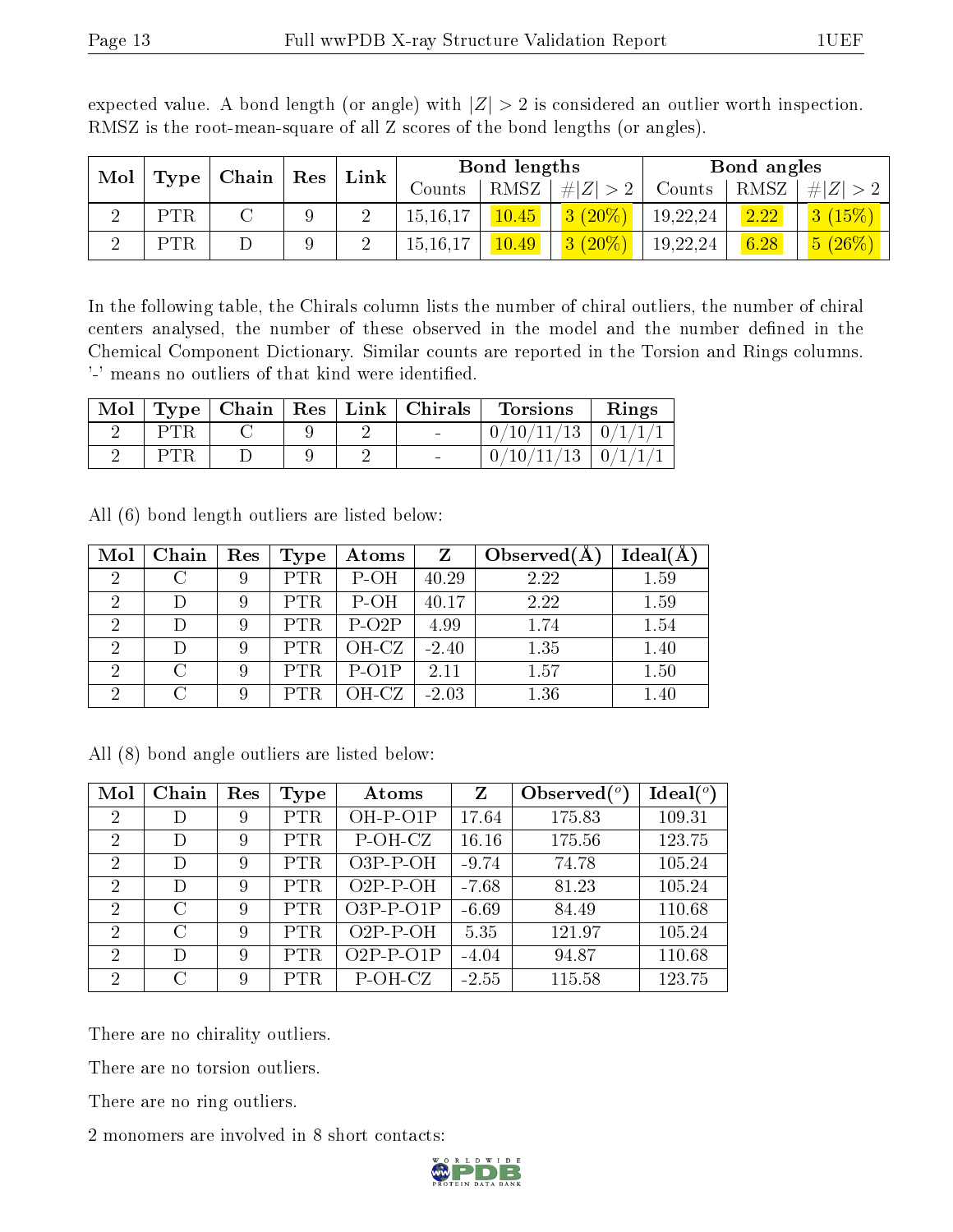expected value. A bond length (or angle) with $|Z| > 2$ is considered an outlier worth inspection. RMSZ is the root-mean-square of all Z scores of the bond lengths (or angles).

| Mol | Type | Chain | Res | Link | Bond lengths | | | Bond angles | | |
|---|---|---|---|---|---|---|---|---|---|---|
| | | | | | Counts | RMSZ | #\|Z\| > 2 | Counts | RMSZ | #\|Z\| > 2 |
| 2 | PTR | C | 9 | 2 | 15,16,17 | 10.45 | 3 (20%) | 19,22,24 | 2.22 | 3 (15%) |
| 2 | PTR | D | 9 | 2 | 15,16,17 | 10.49 | 3 (20%) | 19,22,24 | 6.28 | 5 (26%) |

In the following table, the Chirals column lists the number of chiral outliers, the number of chiral centers analysed, the number of these observed in the model and the number defined in the Chemical Component Dictionary. Similar counts are reported in the Torsion and Rings columns. '-' means no outliers of that kind were identified.

| Mol | Type | Chain | Res | Link | Chirals | Torsions | Rings |
|---|---|---|---|---|---|---|---|
| 2 | PTR | C | 9 | 2 | - | 0/10/11/13 | 0/1/1/1 |
| 2 | PTR | D | 9 | 2 | - | 0/10/11/13 | 0/1/1/1 |

All (6) bond length outliers are listed below:

| Mol | Chain | Res | Type | Atoms | Z | Observed(Å) | Ideal(Å) |
|---|---|---|---|---|---|---|---|
| 2 | C | 9 | PTR | P-OH | 40.29 | 2.22 | 1.59 |
| 2 | D | 9 | PTR | P-OH | 40.17 | 2.22 | 1.59 |
| 2 | D | 9 | PTR | P-O2P | 4.99 | 1.74 | 1.54 |
| 2 | D | 9 | PTR | OH-CZ | -2.40 | 1.35 | 1.40 |
| 2 | C | 9 | PTR | P-O1P | 2.11 | 1.57 | 1.50 |
| 2 | C | 9 | PTR | OH-CZ | -2.03 | 1.36 | 1.40 |

All (8) bond angle outliers are listed below:

| Mol | Chain | Res | Type | Atoms | Z | Observed(°) | Ideal(°) |
|---|---|---|---|---|---|---|---|
| 2 | D | 9 | PTR | OH-P-O1P | 17.64 | 175.83 | 109.31 |
| 2 | D | 9 | PTR | P-OH-CZ | 16.16 | 175.56 | 123.75 |
| 2 | D | 9 | PTR | O3P-P-OH | -9.74 | 74.78 | 105.24 |
| 2 | D | 9 | PTR | O2P-P-OH | -7.68 | 81.23 | 105.24 |
| 2 | C | 9 | PTR | O3P-P-O1P | -6.69 | 84.49 | 110.68 |
| 2 | C | 9 | PTR | O2P-P-OH | 5.35 | 121.97 | 105.24 |
| 2 | D | 9 | PTR | O2P-P-O1P | -4.04 | 94.87 | 110.68 |
| 2 | C | 9 | PTR | P-OH-CZ | -2.55 | 115.58 | 123.75 |

There are no chirality outliers.

There are no torsion outliers.

There are no ring outliers.

2 monomers are involved in 8 short contacts: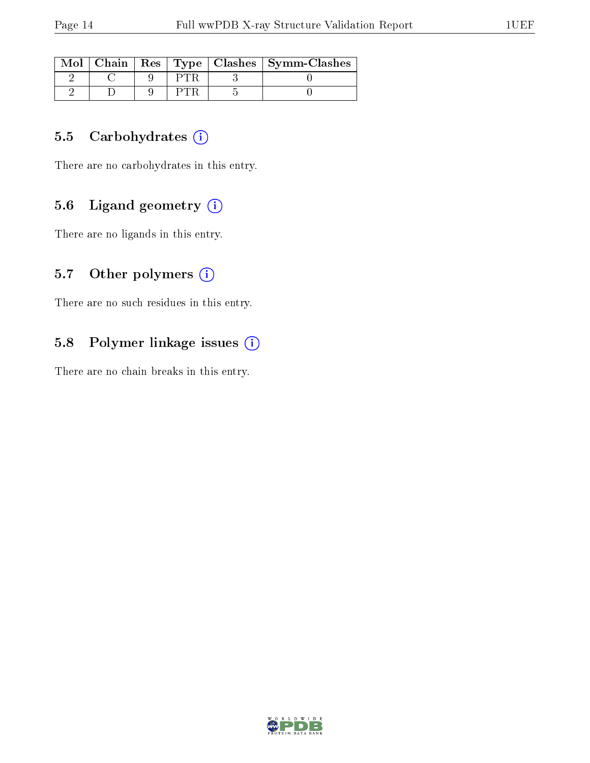| Mol | Chain | Res | Type | Clashes | Symm-Clashes |
|---|---|---|---|---|---|
| 2 | C | 9 | PTR | 3 | 0 |
| 2 | D | 9 | PTR | 5 | 0 |

### 5.5 Carbohydrates

There are no carbohydrates in this entry.

### 5.6 Ligand geometry

There are no ligands in this entry.

### 5.7 Other polymers

There are no such residues in this entry.

### 5.8 Polymer linkage issues

There are no chain breaks in this entry.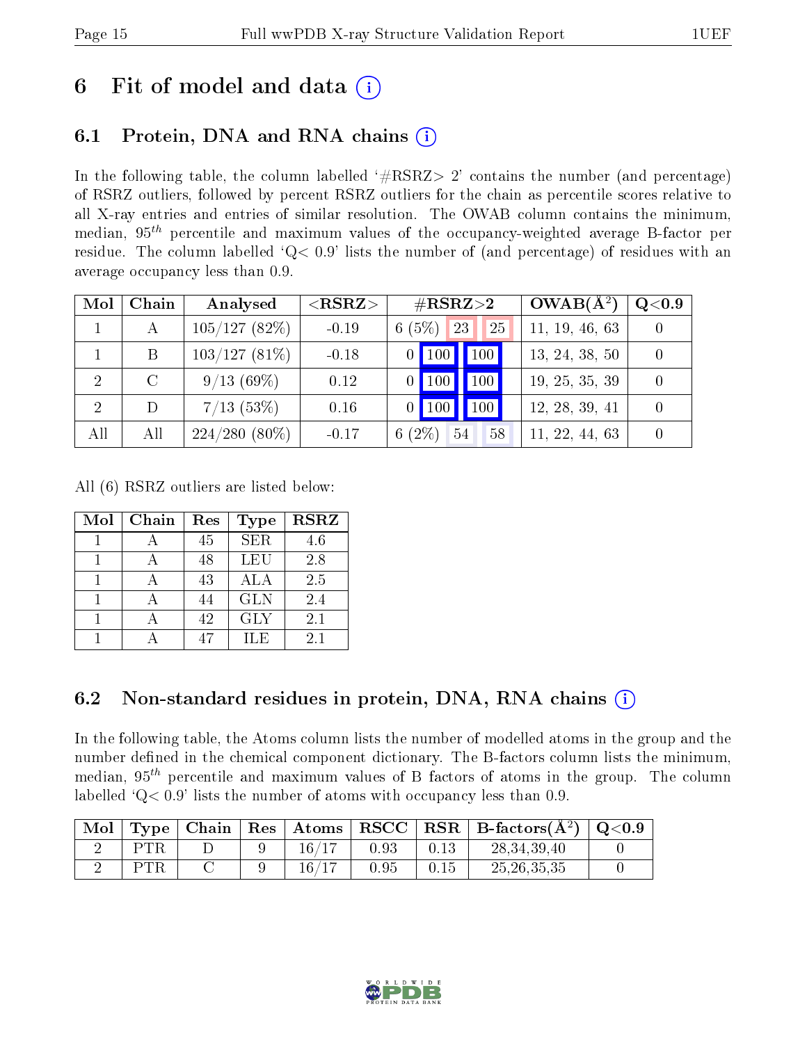# 6 Fit of model and data (i)

## 6.1 Protein, DNA and RNA chains (i)

In the following table, the column labelled '#RSRZ> 2' contains the number (and percentage) of RSRZ outliers, followed by percent RSRZ outliers for the chain as percentile scores relative to all X-ray entries and entries of similar resolution. The OWAB column contains the minimum, median, $95^{th}$ percentile and maximum values of the occupancy-weighted average B-factor per residue. The column labelled 'Q< 0.9' lists the number of (and percentage) of residues with an average occupancy less than 0.9.

| Mol | Chain | Analysed | <RSRZ> | #RSRZ>2 | | | OWAB(Å$^2$) | Q<0.9 |
|---|---|---|---|---|---|---|---|---|
| 1 | A | 105/127 (82%) | -0.19 | 6 (5%) | 23 | 25 | 11, 19, 46, 63 | 0 |
| 1 | B | 103/127 (81%) | -0.18 | 0 | 100 | 100 | 13, 24, 38, 50 | 0 |
| 2 | C | 9/13 (69%) | 0.12 | 0 | 100 | 100 | 19, 25, 35, 39 | 0 |
| 2 | D | 7/13 (53%) | 0.16 | 0 | 100 | 100 | 12, 28, 39, 41 | 0 |
| All | All | 224/280 (80%) | -0.17 | 6 (2%) | 54 | 58 | 11, 22, 44, 63 | 0 |

All (6) RSRZ outliers are listed below:

| Mol | Chain | Res | Type | RSRZ |
|---|---|---|---|---|
| 1 | A | 45 | SER | 4.6 |
| 1 | A | 48 | LEU | 2.8 |
| 1 | A | 43 | ALA | 2.5 |
| 1 | A | 44 | GLN | 2.4 |
| 1 | A | 42 | GLY | 2.1 |
| 1 | A | 47 | ILE | 2.1 |

## 6.2 Non-standard residues in protein, DNA, RNA chains (i)

In the following table, the Atoms column lists the number of modelled atoms in the group and the number defined in the chemical component dictionary. The B-factors column lists the minimum, median, $95^{th}$ percentile and maximum values of B factors of atoms in the group. The column labelled 'Q< 0.9' lists the number of atoms with occupancy less than 0.9.

| Mol | Type | Chain | Res | Atoms | RSCC | RSR | B-factors(Å$^2$) | Q<0.9 |
|---|---|---|---|---|---|---|---|---|
| 2 | PTR | D | 9 | 16/17 | 0.93 | 0.13 | 28,34,39,40 | 0 |
| 2 | PTR | C | 9 | 16/17 | 0.95 | 0.15 | 25,26,35,35 | 0 |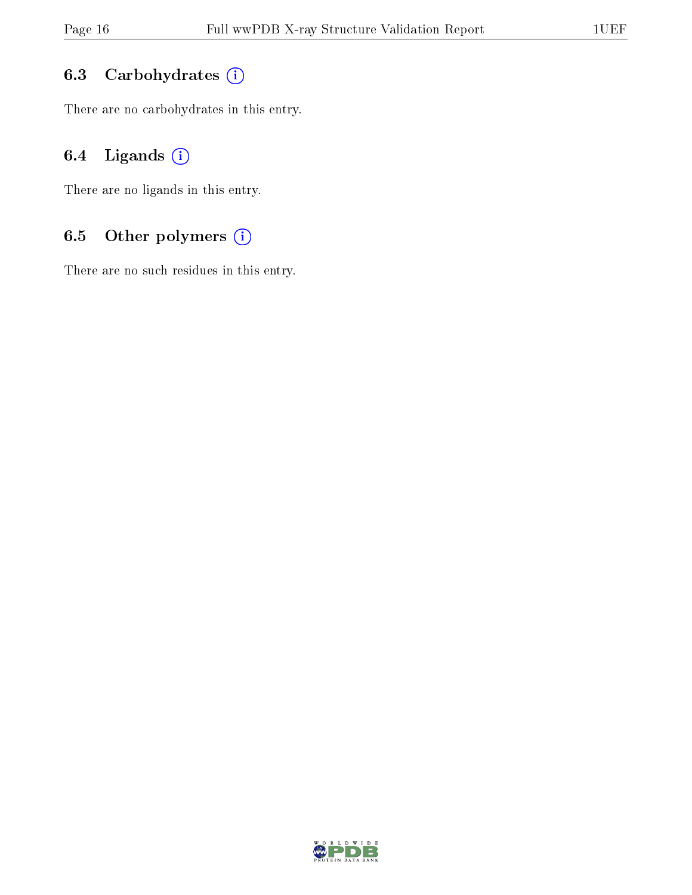### 6.3 Carbohydrates

There are no carbohydrates in this entry.

### 6.4 Ligands

There are no ligands in this entry.

### 6.5 Other polymers

There are no such residues in this entry.